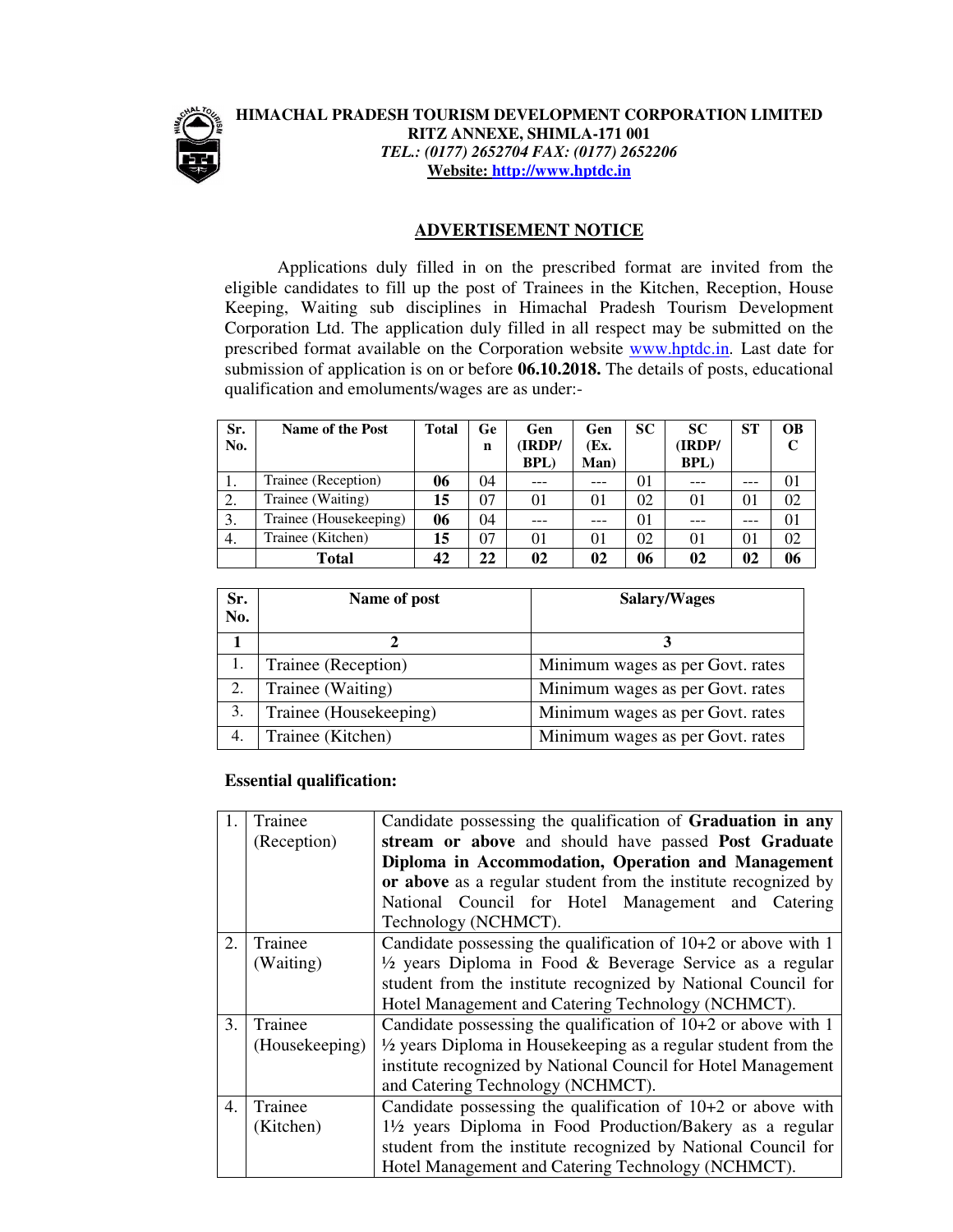**HIMACHAL PRADESH TOURISM DEVELOPMENT CORPORATION LIMITED**
**RITZ ANNEXE, SHIMLA-171 001**
***TEL.: (0177) 2652704 FAX: (0177) 2652206***
**Website: http://www.hptdc.in**

## ADVERTISEMENT NOTICE

Applications duly filled in on the prescribed format are invited from the eligible candidates to fill up the post of Trainees in the Kitchen, Reception, House Keeping, Waiting sub disciplines in Himachal Pradesh Tourism Development Corporation Ltd. The application duly filled in all respect may be submitted on the prescribed format available on the Corporation website www.hptdc.in. Last date for submission of application is on or before **06.10.2018.** The details of posts, educational qualification and emoluments/wages are as under:-

| Sr. No. | Name of the Post | Total | Gen | Gen (IRDP/ BPL) | Gen (Ex. Man) | SC | SC (IRDP/ BPL) | ST | OBC |
|---|---|---|---|---|---|---|---|---|---|
| 1. | Trainee (Reception) | **06** | 04 | --- | --- | 01 | --- | --- | 01 |
| 2. | Trainee (Waiting) | **15** | 07 | 01 | 01 | 02 | 01 | 01 | 02 |
| 3. | Trainee (Housekeeping) | **06** | 04 | --- | --- | 01 | --- | --- | 01 |
| 4. | Trainee (Kitchen) | **15** | 07 | 01 | 01 | 02 | 01 | 01 | 02 |
| | **Total** | **42** | **22** | **02** | **02** | **06** | **02** | **02** | **06** |

| Sr. No. | Name of post | Salary/Wages |
|---|---|---|
| **1** | **2** | **3** |
| 1. | Trainee (Reception) | Minimum wages as per Govt. rates |
| 2. | Trainee (Waiting) | Minimum wages as per Govt. rates |
| 3. | Trainee (Housekeeping) | Minimum wages as per Govt. rates |
| 4. | Trainee (Kitchen) | Minimum wages as per Govt. rates |

**Essential qualification:**

| | | |
|---|---|---|
| 1. | Trainee (Reception) | Candidate possessing the qualification of **Graduation in any stream or above** and should have passed **Post Graduate Diploma in Accommodation, Operation and Management or above** as a regular student from the institute recognized by National Council for Hotel Management and Catering Technology (NCHMCT). |
| 2. | Trainee (Waiting) | Candidate possessing the qualification of 10+2 or above with 1 ½ years Diploma in Food & Beverage Service as a regular student from the institute recognized by National Council for Hotel Management and Catering Technology (NCHMCT). |
| 3. | Trainee (Housekeeping) | Candidate possessing the qualification of 10+2 or above with 1 ½ years Diploma in Housekeeping as a regular student from the institute recognized by National Council for Hotel Management and Catering Technology (NCHMCT). |
| 4. | Trainee (Kitchen) | Candidate possessing the qualification of 10+2 or above with 1½ years Diploma in Food Production/Bakery as a regular student from the institute recognized by National Council for Hotel Management and Catering Technology (NCHMCT). |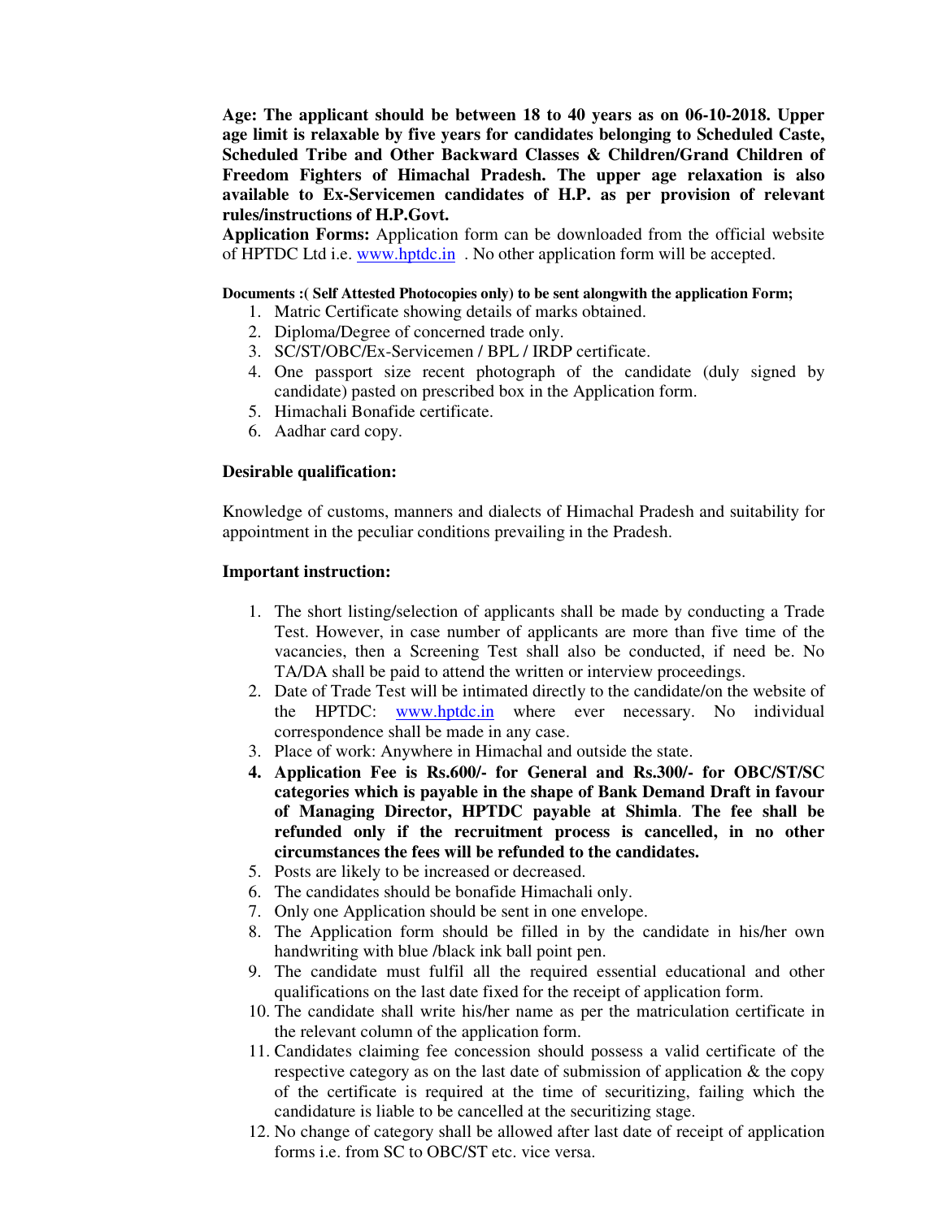**Age: The applicant should be between 18 to 40 years as on 06-10-2018. Upper age limit is relaxable by five years for candidates belonging to Scheduled Caste, Scheduled Tribe and Other Backward Classes & Children/Grand Children of Freedom Fighters of Himachal Pradesh. The upper age relaxation is also available to Ex-Servicemen candidates of H.P. as per provision of relevant rules/instructions of H.P.Govt.**

**Application Forms:** Application form can be downloaded from the official website of HPTDC Ltd i.e. www.hptdc.in . No other application form will be accepted.

**Documents :( Self Attested Photocopies only) to be sent alongwith the application Form;**

1. Matric Certificate showing details of marks obtained.
2. Diploma/Degree of concerned trade only.
3. SC/ST/OBC/Ex-Servicemen / BPL / IRDP certificate.
4. One passport size recent photograph of the candidate (duly signed by candidate) pasted on prescribed box in the Application form.
5. Himachali Bonafide certificate.
6. Aadhar card copy.

**Desirable qualification:**

Knowledge of customs, manners and dialects of Himachal Pradesh and suitability for appointment in the peculiar conditions prevailing in the Pradesh.

**Important instruction:**

1. The short listing/selection of applicants shall be made by conducting a Trade Test. However, in case number of applicants are more than five time of the vacancies, then a Screening Test shall also be conducted, if need be. No TA/DA shall be paid to attend the written or interview proceedings.
2. Date of Trade Test will be intimated directly to the candidate/on the website of the HPTDC: www.hptdc.in where ever necessary. No individual correspondence shall be made in any case.
3. Place of work: Anywhere in Himachal and outside the state.
4. **Application Fee is Rs.600/- for General and Rs.300/- for OBC/ST/SC categories which is payable in the shape of Bank Demand Draft in favour of Managing Director, HPTDC payable at Shimla**. **The fee shall be refunded only if the recruitment process is cancelled, in no other circumstances the fees will be refunded to the candidates.**
5. Posts are likely to be increased or decreased.
6. The candidates should be bonafide Himachali only.
7. Only one Application should be sent in one envelope.
8. The Application form should be filled in by the candidate in his/her own handwriting with blue /black ink ball point pen.
9. The candidate must fulfil all the required essential educational and other qualifications on the last date fixed for the receipt of application form.
10. The candidate shall write his/her name as per the matriculation certificate in the relevant column of the application form.
11. Candidates claiming fee concession should possess a valid certificate of the respective category as on the last date of submission of application & the copy of the certificate is required at the time of securitizing, failing which the candidature is liable to be cancelled at the securitizing stage.
12. No change of category shall be allowed after last date of receipt of application forms i.e. from SC to OBC/ST etc. vice versa.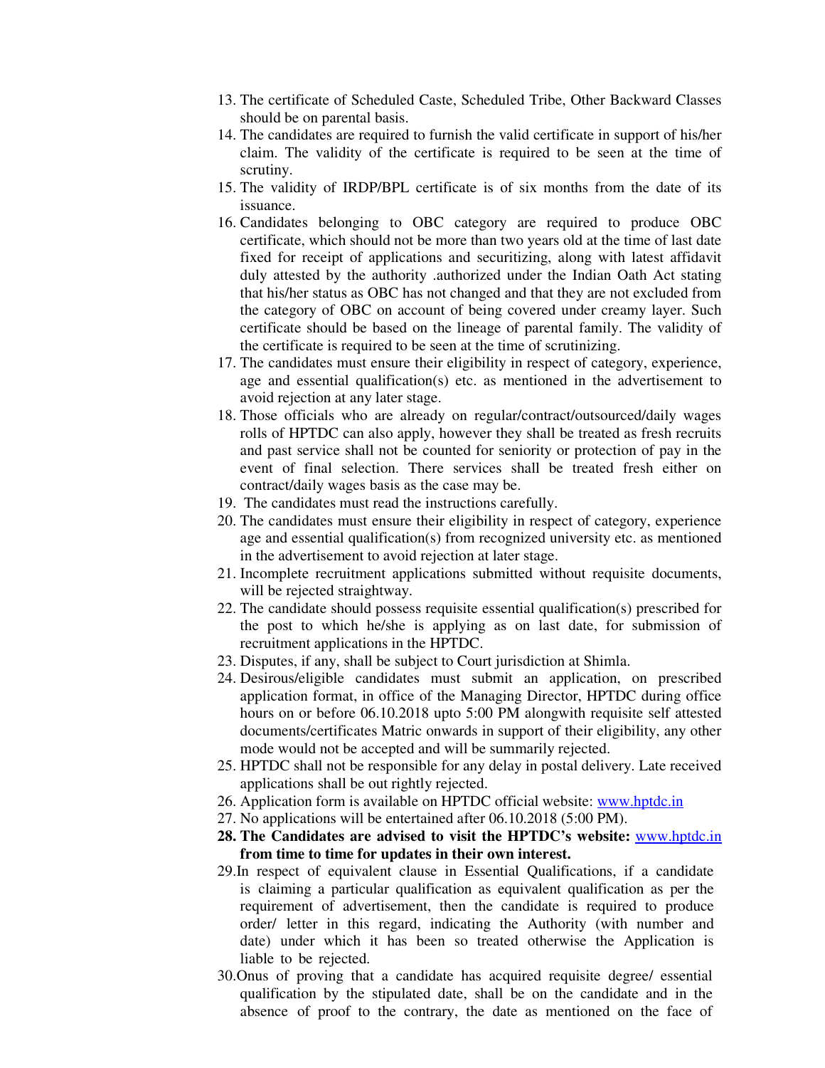13. The certificate of Scheduled Caste, Scheduled Tribe, Other Backward Classes should be on parental basis.
14. The candidates are required to furnish the valid certificate in support of his/her claim. The validity of the certificate is required to be seen at the time of scrutiny.
15. The validity of IRDP/BPL certificate is of six months from the date of its issuance.
16. Candidates belonging to OBC category are required to produce OBC certificate, which should not be more than two years old at the time of last date fixed for receipt of applications and securitizing, along with latest affidavit duly attested by the authority .authorized under the Indian Oath Act stating that his/her status as OBC has not changed and that they are not excluded from the category of OBC on account of being covered under creamy layer. Such certificate should be based on the lineage of parental family. The validity of the certificate is required to be seen at the time of scrutinizing.
17. The candidates must ensure their eligibility in respect of category, experience, age and essential qualification(s) etc. as mentioned in the advertisement to avoid rejection at any later stage.
18. Those officials who are already on regular/contract/outsourced/daily wages rolls of HPTDC can also apply, however they shall be treated as fresh recruits and past service shall not be counted for seniority or protection of pay in the event of final selection. There services shall be treated fresh either on contract/daily wages basis as the case may be.
19. The candidates must read the instructions carefully.
20. The candidates must ensure their eligibility in respect of category, experience age and essential qualification(s) from recognized university etc. as mentioned in the advertisement to avoid rejection at later stage.
21. Incomplete recruitment applications submitted without requisite documents, will be rejected straightway.
22. The candidate should possess requisite essential qualification(s) prescribed for the post to which he/she is applying as on last date, for submission of recruitment applications in the HPTDC.
23. Disputes, if any, shall be subject to Court jurisdiction at Shimla.
24. Desirous/eligible candidates must submit an application, on prescribed application format, in office of the Managing Director, HPTDC during office hours on or before 06.10.2018 upto 5:00 PM alongwith requisite self attested documents/certificates Matric onwards in support of their eligibility, any other mode would not be accepted and will be summarily rejected.
25. HPTDC shall not be responsible for any delay in postal delivery. Late received applications shall be out rightly rejected.
26. Application form is available on HPTDC official website: www.hptdc.in
27. No applications will be entertained after 06.10.2018 (5:00 PM).
28. **The Candidates are advised to visit the HPTDC's website:** www.hptdc.in **from time to time for updates in their own interest.**
29. In respect of equivalent clause in Essential Qualifications, if a candidate is claiming a particular qualification as equivalent qualification as per the requirement of advertisement, then the candidate is required to produce order/ letter in this regard, indicating the Authority (with number and date) under which it has been so treated otherwise the Application is liable to be rejected.
30. Onus of proving that a candidate has acquired requisite degree/ essential qualification by the stipulated date, shall be on the candidate and in the absence of proof to the contrary, the date as mentioned on the face of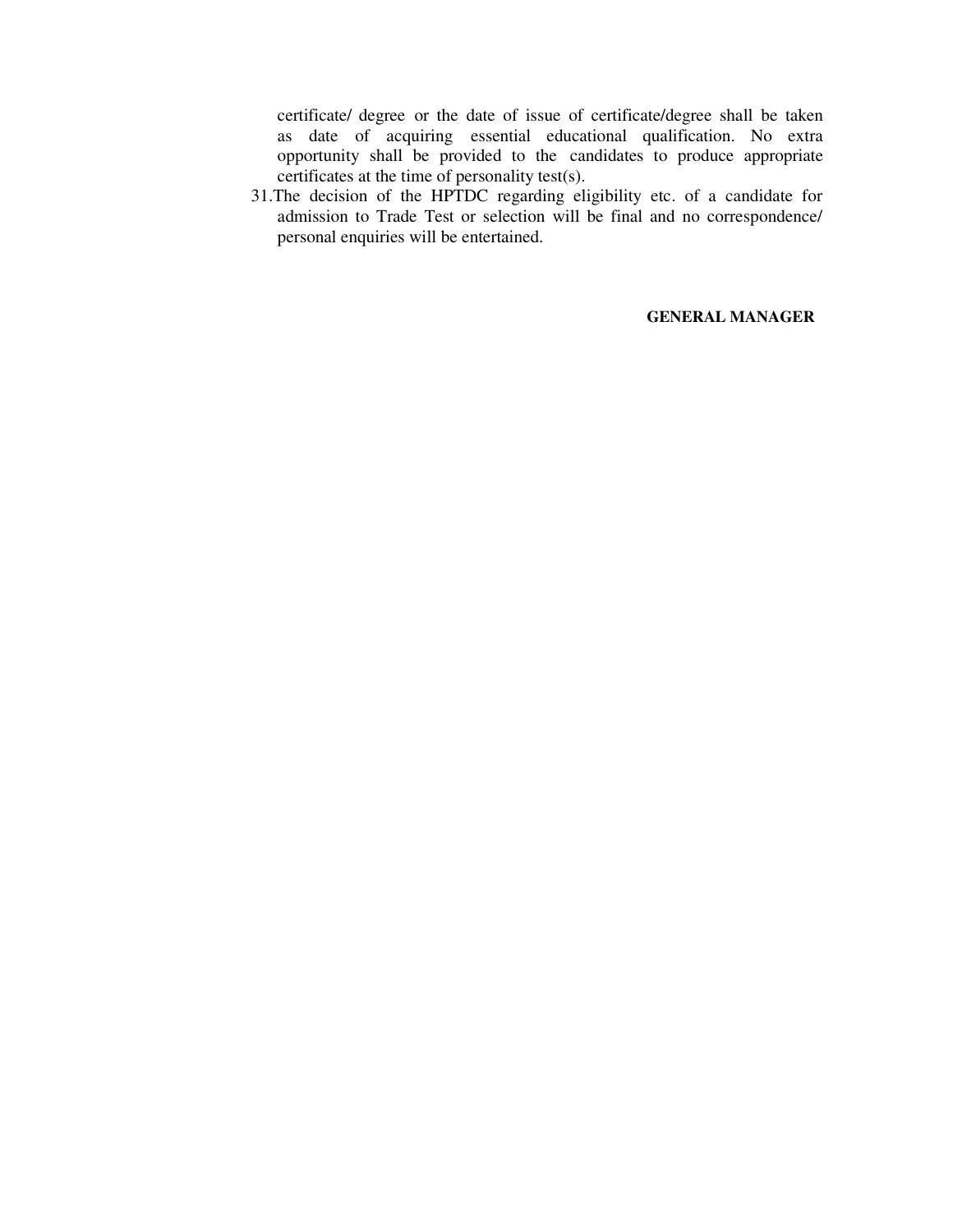certificate/ degree or the date of issue of certificate/degree shall be taken as date of acquiring essential educational qualification. No extra opportunity shall be provided to the candidates to produce appropriate certificates at the time of personality test(s).

31. The decision of the HPTDC regarding eligibility etc. of a candidate for admission to Trade Test or selection will be final and no correspondence/ personal enquiries will be entertained.

**GENERAL MANAGER**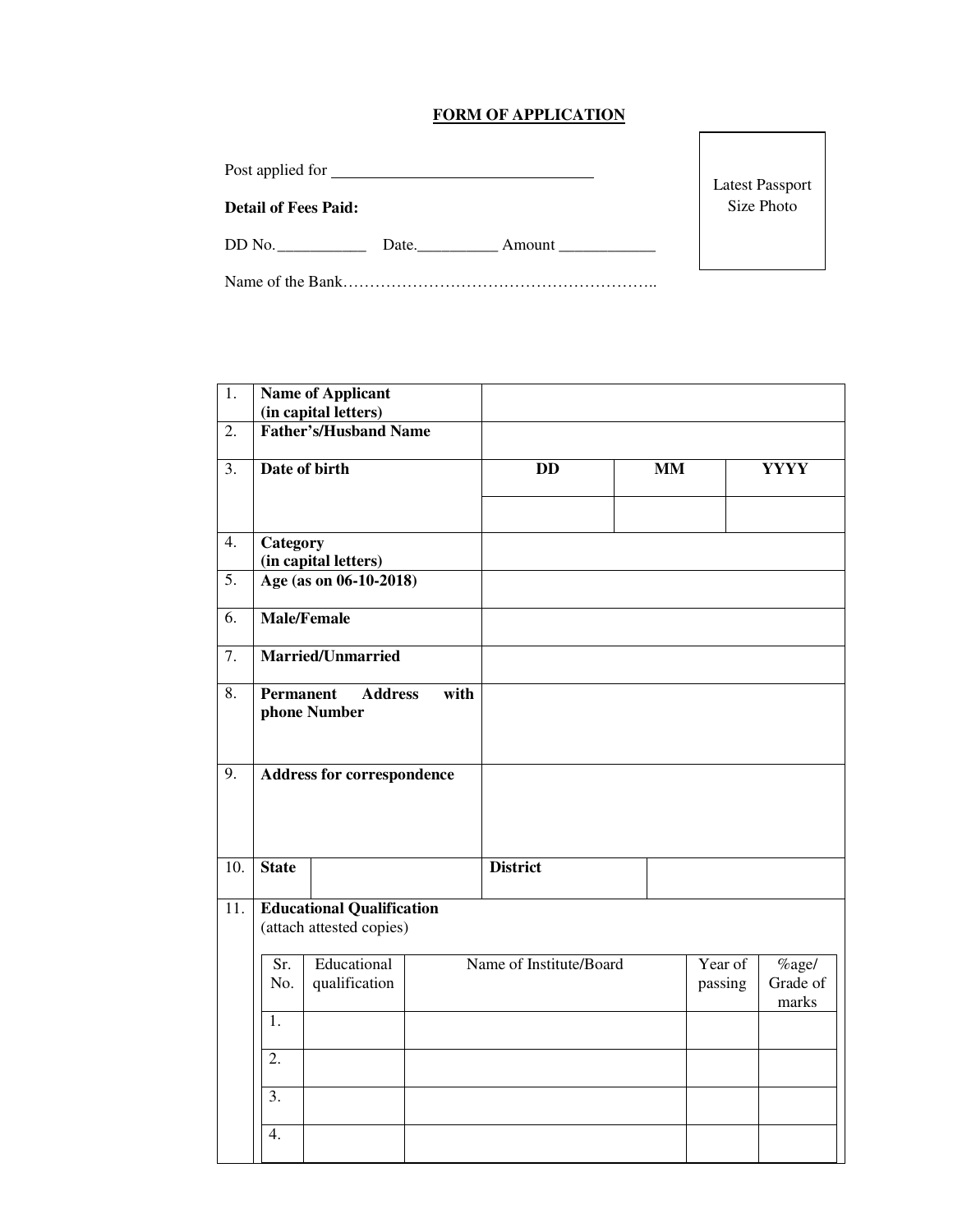# FORM OF APPLICATION

Post applied for ________________________________

**Detail of Fees Paid:**

DD No.___________ Date.__________ Amount ____________

Name of the Bank…………………………………………………..

Latest Passport Size Photo

| 1. | **Name of Applicant (in capital letters)** | | | |
|---|---|---|---|---|
| 2. | **Father's/Husband Name** | | | |
| 3. | **Date of birth** | **DD** | **MM** | **YYYY** |
| | | | | |
| 4. | **Category (in capital letters)** | | | |
| 5. | **Age (as on 06-10-2018)** | | | |
| 6. | **Male/Female** | | | |
| 7. | **Married/Unmarried** | | | |
| 8. | **Permanent Address with phone Number** | | | |
| 9. | **Address for correspondence** | | | |
| 10. | **State** | | **District** | |
| 11. | **Educational Qualification** (attach attested copies) | | | |

| Sr. No. | Educational qualification | Name of Institute/Board | Year of passing | %age/ Grade of marks |
|---|---|---|---|---|
| 1. | | | | |
| 2. | | | | |
| 3. | | | | |
| 4. | | | | |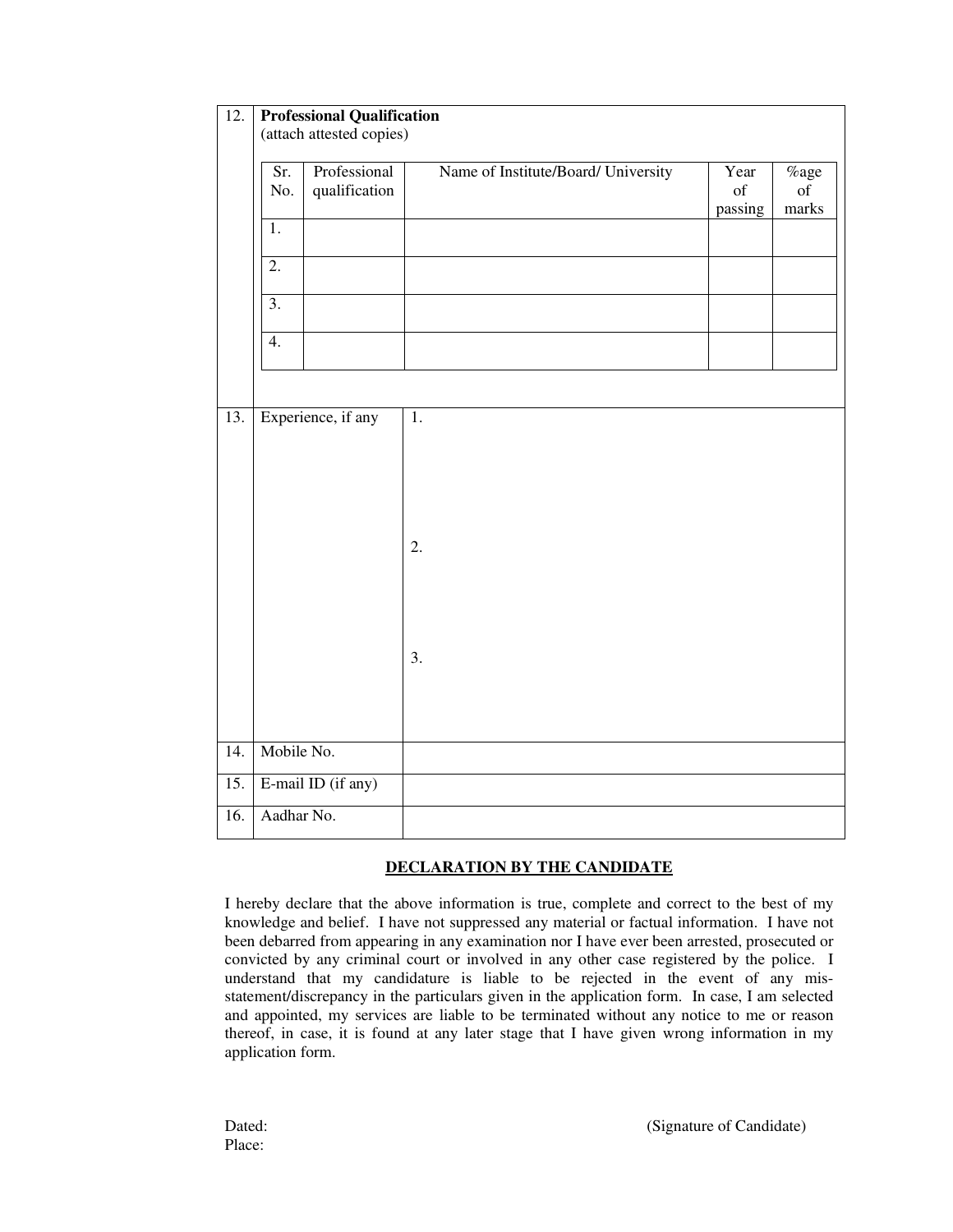| | |
|---|---|
| 12. | **Professional Qualification** (attach attested copies) |

| Sr. No. | Professional qualification | Name of Institute/Board/ University | Year of passing | %age of marks |
|---|---|---|---|---|
| 1. | | | | |
| 2. | | | | |
| 3. | | | | |
| 4. | | | | |

| | | |
|---|---|---|
| 13. | Experience, if any | 1.<br><br>2.<br><br>3. |
| 14. | Mobile No. | |
| 15. | E-mail ID (if any) | |
| 16. | Aadhar No. | |

## DECLARATION BY THE CANDIDATE

I hereby declare that the above information is true, complete and correct to the best of my knowledge and belief. I have not suppressed any material or factual information. I have not been debarred from appearing in any examination nor I have ever been arrested, prosecuted or convicted by any criminal court or involved in any other case registered by the police. I understand that my candidature is liable to be rejected in the event of any mis-statement/discrepancy in the particulars given in the application form. In case, I am selected and appointed, my services are liable to be terminated without any notice to me or reason thereof, in case, it is found at any later stage that I have given wrong information in my application form.

Dated: (Signature of Candidate)

Place: